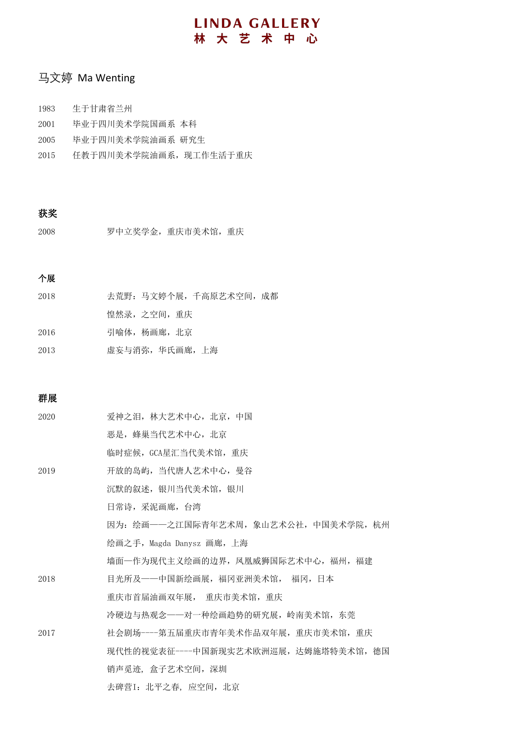# LINDA GALLERY
# 林 大 艺 术 中 心

## 马文婷 Ma Wenting

1983　生于甘肃省兰州

2001　毕业于四川美术学院国画系 本科

2005　毕业于四川美术学院油画系 研究生

2015　任教于四川美术学院油画系，现工作生活于重庆

### 获奖

2008　罗中立奖学金，重庆市美术馆，重庆

### 个展

2018　去荒野：马文婷个展，千高原艺术空间，成都

　　　惶然录，之空间，重庆

2016　引喻体，杨画廊，北京

2013　虚妄与消弥，华氏画廊，上海

### 群展

2020　爱神之泪，林大艺术中心，北京，中国

　　　恶是，蜂巢当代艺术中心，北京

　　　临时症候，GCA星汇当代美术馆，重庆

2019　开放的岛屿，当代唐人艺术中心，曼谷

　　　沉默的叙述，银川当代美术馆，银川

　　　日常诗，采泥画廊，台湾

　　　因为：绘画——之江国际青年艺术周，象山艺术公社，中国美术学院，杭州

　　　绘画之手，Magda Danysz 画廊，上海

　　　墙面—作为现代主义绘画的边界，凤凰威狮国际艺术中心，福州，福建

2018　目光所及——中国新绘画展，福冈亚洲美术馆，　福冈，日本

　　　重庆市首届油画双年展，　重庆市美术馆，重庆

　　　冷硬边与热观念——对一种绘画趋势的研究展，岭南美术馆，东莞

2017　社会剧场----第五届重庆市青年美术作品双年展，重庆市美术馆，重庆

　　　现代性的视觉表征----中国新现实艺术欧洲巡展，达姆施塔特美术馆，德国

　　　销声觅迹，盒子艺术空间，深圳

　　　去碑营I：北平之春，应空间，北京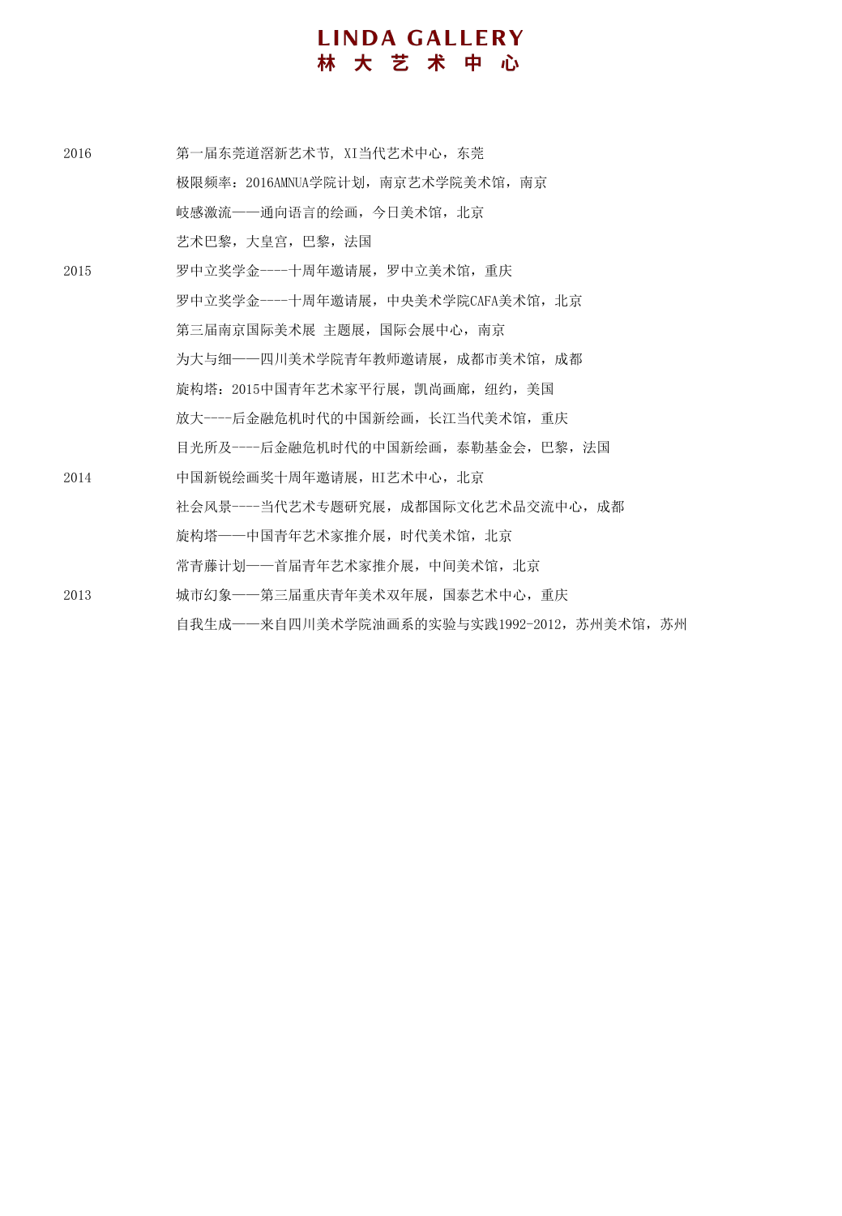| | |
|---|---|
| 2016 | 第一届东莞道滘新艺术节, XI当代艺术中心，东莞 |
| | 极限频率：2016AMNUA学院计划，南京艺术学院美术馆，南京 |
| | 岐感激流——通向语言的绘画，今日美术馆，北京 |
| | 艺术巴黎，大皇宫，巴黎，法国 |
| 2015 | 罗中立奖学金----十周年邀请展，罗中立美术馆，重庆 |
| | 罗中立奖学金----十周年邀请展，中央美术学院CAFA美术馆，北京 |
| | 第三届南京国际美术展 主题展，国际会展中心，南京 |
| | 为大与细——四川美术学院青年教师邀请展，成都市美术馆，成都 |
| | 旋构塔：2015中国青年艺术家平行展，凯尚画廊，纽约，美国 |
| | 放大----后金融危机时代的中国新绘画，长江当代美术馆，重庆 |
| | 目光所及----后金融危机时代的中国新绘画，泰勒基金会，巴黎，法国 |
| 2014 | 中国新锐绘画奖十周年邀请展，HI艺术中心，北京 |
| | 社会风景----当代艺术专题研究展，成都国际文化艺术品交流中心，成都 |
| | 旋构塔——中国青年艺术家推介展，时代美术馆，北京 |
| | 常青藤计划——首届青年艺术家推介展，中间美术馆，北京 |
| 2013 | 城市幻象——第三届重庆青年美术双年展，国泰艺术中心，重庆 |
| | 自我生成——来自四川美术学院油画系的实验与实践1992-2012，苏州美术馆，苏州 |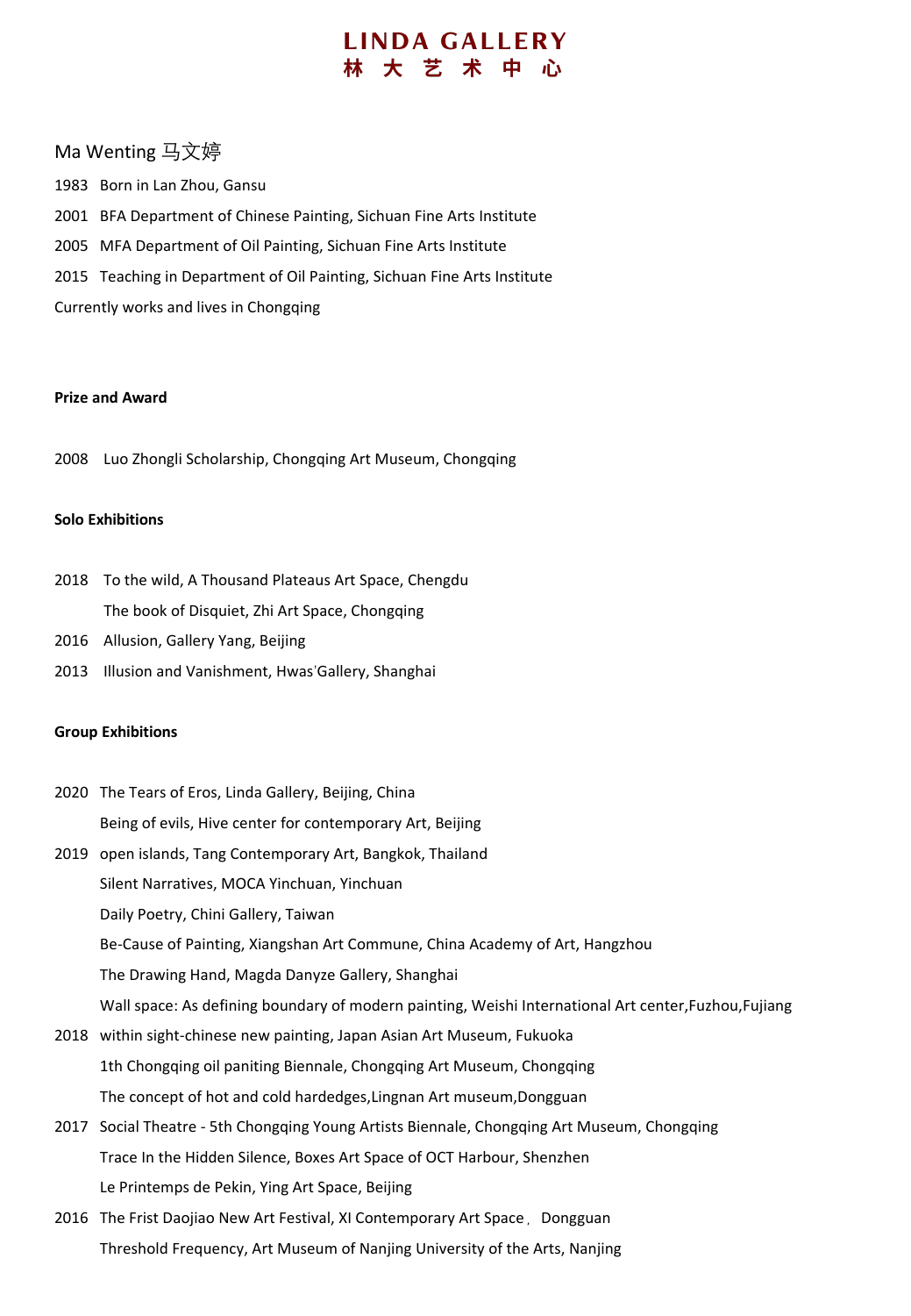Ma Wenting 马文婷

1983 Born in Lan Zhou, Gansu

2001 BFA Department of Chinese Painting, Sichuan Fine Arts Institute

2005 MFA Department of Oil Painting, Sichuan Fine Arts Institute

2015 Teaching in Department of Oil Painting, Sichuan Fine Arts Institute

Currently works and lives in Chongqing

**Prize and Award**

2008 Luo Zhongli Scholarship, Chongqing Art Museum, Chongqing

**Solo Exhibitions**

2018 To the wild, A Thousand Plateaus Art Space, Chengdu

The book of Disquiet, Zhi Art Space, Chongqing

2016 Allusion, Gallery Yang, Beijing

2013 Illusion and Vanishment, Hwas'Gallery, Shanghai

**Group Exhibitions**

2020 The Tears of Eros, Linda Gallery, Beijing, China

Being of evils, Hive center for contemporary Art, Beijing

2019 open islands, Tang Contemporary Art, Bangkok, Thailand

Silent Narratives, MOCA Yinchuan, Yinchuan

Daily Poetry, Chini Gallery, Taiwan

Be-Cause of Painting, Xiangshan Art Commune, China Academy of Art, Hangzhou

The Drawing Hand, Magda Danyze Gallery, Shanghai

Wall space: As defining boundary of modern painting, Weishi International Art center,Fuzhou,Fujiang

2018 within sight-chinese new painting, Japan Asian Art Museum, Fukuoka

1th Chongqing oil paniting Biennale, Chongqing Art Museum, Chongqing

The concept of hot and cold hardedges,Lingnan Art museum,Dongguan

2017 Social Theatre - 5th Chongqing Young Artists Biennale, Chongqing Art Museum, Chongqing

Trace In the Hidden Silence, Boxes Art Space of OCT Harbour, Shenzhen

Le Printemps de Pekin, Ying Art Space, Beijing

2016 The Frist Daojiao New Art Festival, XI Contemporary Art Space， Dongguan

Threshold Frequency, Art Museum of Nanjing University of the Arts, Nanjing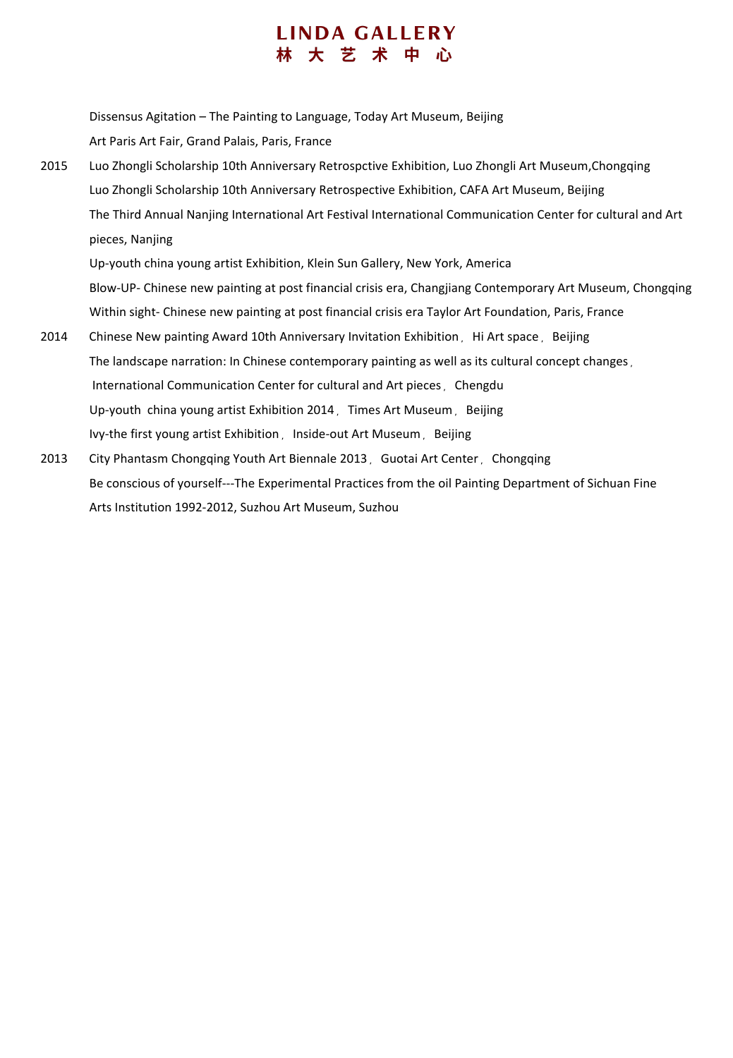Dissensus Agitation – The Painting to Language, Today Art Museum, Beijing

Art Paris Art Fair, Grand Palais, Paris, France

2015 Luo Zhongli Scholarship 10th Anniversary Retrospctive Exhibition, Luo Zhongli Art Museum,Chongqing

Luo Zhongli Scholarship 10th Anniversary Retrospective Exhibition, CAFA Art Museum, Beijing

The Third Annual Nanjing International Art Festival International Communication Center for cultural and Art pieces, Nanjing

Up-youth china young artist Exhibition, Klein Sun Gallery, New York, America

Blow-UP- Chinese new painting at post financial crisis era, Changjiang Contemporary Art Museum, Chongqing

Within sight- Chinese new painting at post financial crisis era Taylor Art Foundation, Paris, France

2014 Chinese New painting Award 10th Anniversary Invitation Exhibition， Hi Art space， Beijing

The landscape narration: In Chinese contemporary painting as well as its cultural concept changes， International Communication Center for cultural and Art pieces， Chengdu

Up-youth china young artist Exhibition 2014， Times Art Museum， Beijing

Ivy-the first young artist Exhibition， Inside-out Art Museum， Beijing

2013 City Phantasm Chongqing Youth Art Biennale 2013， Guotai Art Center， Chongqing

Be conscious of yourself---The Experimental Practices from the oil Painting Department of Sichuan Fine Arts Institution 1992-2012, Suzhou Art Museum, Suzhou